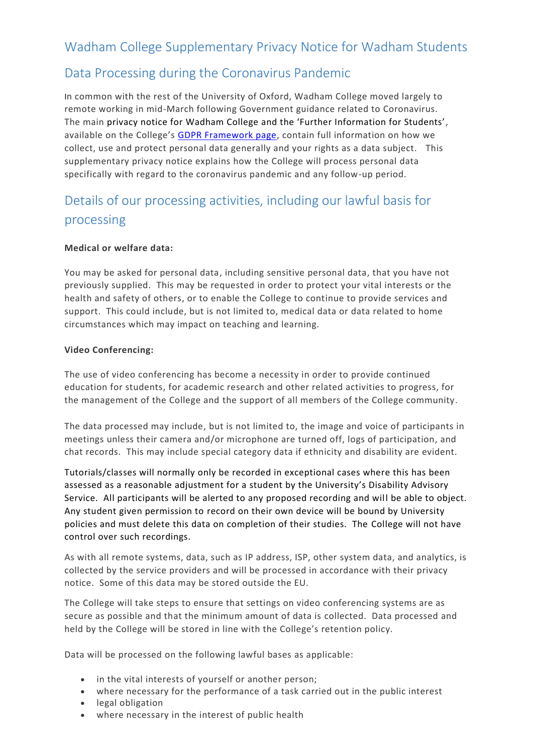# Wadham College Supplementary Privacy Notice for Wadham Students

## Data Processing during the Coronavirus Pandemic

In common with the rest of the University of Oxford, Wadham College moved largely to remote working in mid-March following Government guidance related to Coronavirus. The main privacy notice for Wadham College and the 'Further Information for Students', available on the College's [GDPR Framework page](), contain full information on how we collect, use and protect personal data generally and your rights as a data subject. This supplementary privacy notice explains how the College will process personal data specifically with regard to the coronavirus pandemic and any follow-up period.

## Details of our processing activities, including our lawful basis for processing

**Medical or welfare data:**

You may be asked for personal data, including sensitive personal data, that you have not previously supplied. This may be requested in order to protect your vital interests or the health and safety of others, or to enable the College to continue to provide services and support. This could include, but is not limited to, medical data or data related to home circumstances which may impact on teaching and learning.

**Video Conferencing:**

The use of video conferencing has become a necessity in order to provide continued education for students, for academic research and other related activities to progress, for the management of the College and the support of all members of the College community.

The data processed may include, but is not limited to, the image and voice of participants in meetings unless their camera and/or microphone are turned off, logs of participation, and chat records. This may include special category data if ethnicity and disability are evident.

Tutorials/classes will normally only be recorded in exceptional cases where this has been assessed as a reasonable adjustment for a student by the University's Disability Advisory Service. All participants will be alerted to any proposed recording and will be able to object. Any student given permission to record on their own device will be bound by University policies and must delete this data on completion of their studies. The College will not have control over such recordings.

As with all remote systems, data, such as IP address, ISP, other system data, and analytics, is collected by the service providers and will be processed in accordance with their privacy notice. Some of this data may be stored outside the EU.

The College will take steps to ensure that settings on video conferencing systems are as secure as possible and that the minimum amount of data is collected. Data processed and held by the College will be stored in line with the College's retention policy.

Data will be processed on the following lawful bases as applicable:

- in the vital interests of yourself or another person;
- where necessary for the performance of a task carried out in the public interest
- legal obligation
- where necessary in the interest of public health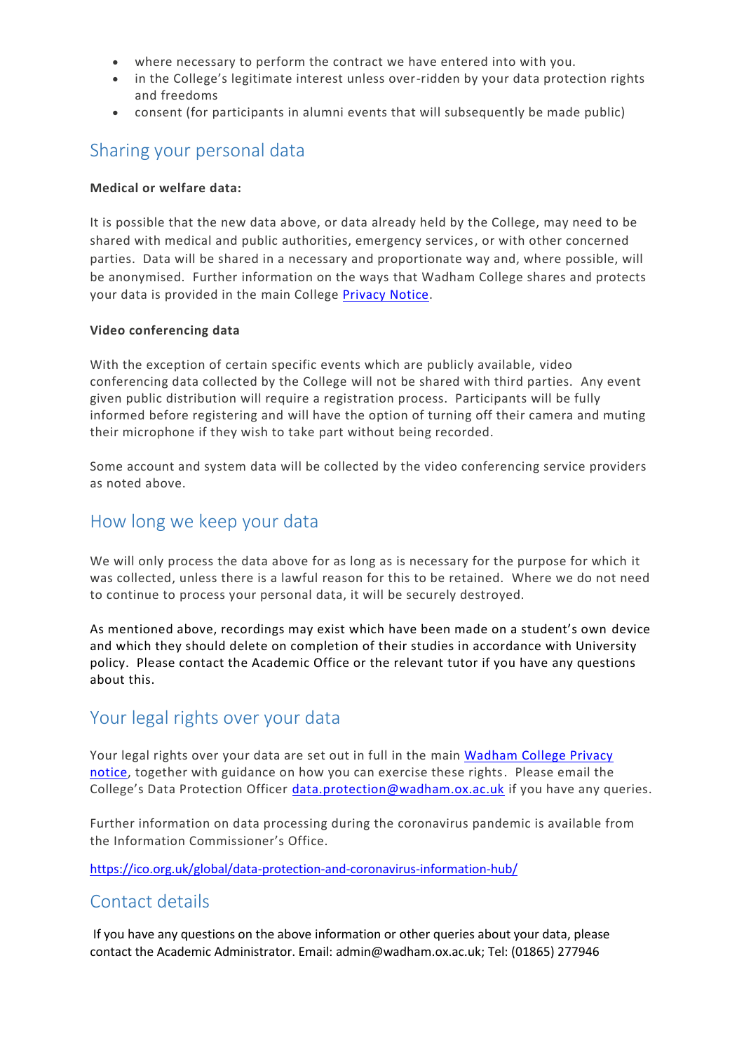- where necessary to perform the contract we have entered into with you.
- in the College's legitimate interest unless over-ridden by your data protection rights and freedoms
- consent (for participants in alumni events that will subsequently be made public)

## Sharing your personal data

**Medical or welfare data:**

It is possible that the new data above, or data already held by the College, may need to be shared with medical and public authorities, emergency services, or with other concerned parties. Data will be shared in a necessary and proportionate way and, where possible, will be anonymised. Further information on the ways that Wadham College shares and protects your data is provided in the main College [Privacy Notice](#).

**Video conferencing data**

With the exception of certain specific events which are publicly available, video conferencing data collected by the College will not be shared with third parties. Any event given public distribution will require a registration process. Participants will be fully informed before registering and will have the option of turning off their camera and muting their microphone if they wish to take part without being recorded.

Some account and system data will be collected by the video conferencing service providers as noted above.

## How long we keep your data

We will only process the data above for as long as is necessary for the purpose for which it was collected, unless there is a lawful reason for this to be retained. Where we do not need to continue to process your personal data, it will be securely destroyed.

As mentioned above, recordings may exist which have been made on a student's own device and which they should delete on completion of their studies in accordance with University policy. Please contact the Academic Office or the relevant tutor if you have any questions about this.

## Your legal rights over your data

Your legal rights over your data are set out in full in the main [Wadham College Privacy notice](#), together with guidance on how you can exercise these rights. Please email the College's Data Protection Officer [data.protection@wadham.ox.ac.uk](mailto:data.protection@wadham.ox.ac.uk) if you have any queries.

Further information on data processing during the coronavirus pandemic is available from the Information Commissioner's Office.

https://ico.org.uk/global/data-protection-and-coronavirus-information-hub/

## Contact details

If you have any questions on the above information or other queries about your data, please contact the Academic Administrator. Email: admin@wadham.ox.ac.uk; Tel: (01865) 277946